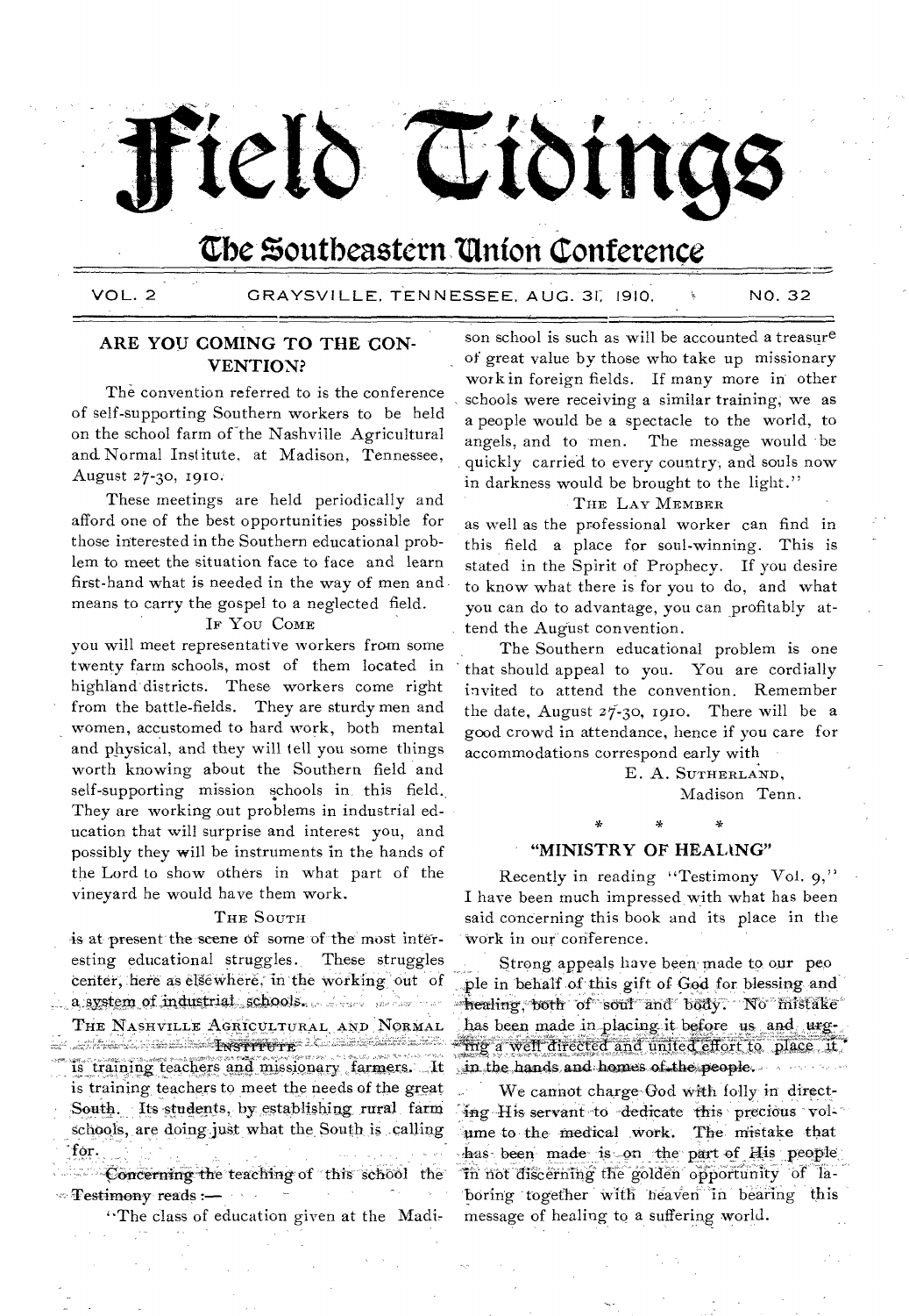# Field Tidings

## The Southeastern Union Conference

VOL. 2 GRAYSVILLE, TENNESSEE, AUG. 31, 1910. NO. 32

### ARE YOU COMING TO THE CONVENTION?

The convention referred to is the conference of self-supporting Southern workers to be held on the school farm of the Nashville Agricultural and Normal Institute, at Madison, Tennessee, August 27-30, 1910.

These meetings are held periodically and afford one of the best opportunities possible for those interested in the Southern educational problem to meet the situation face to face and learn first-hand what is needed in the way of men and means to carry the gospel to a neglected field.

IF YOU COME

you will meet representative workers from some twenty farm schools, most of them located in highland districts. These workers come right from the battle-fields. They are sturdy men and women, accustomed to hard work, both mental and physical, and they will tell you some things worth knowing about the Southern field and self-supporting mission schools in this field. They are working out problems in industrial education that will surprise and interest you, and possibly they will be instruments in the hands of the Lord to show others in what part of the vineyard he would have them work.

THE SOUTH

is at present the scene of some of the most interesting educational struggles. These struggles center, here as elsewhere, in the working out of a system of industrial schools.

THE NASHVILLE AGRICULTURAL AND NORMAL INSTITUTE

is training teachers and missionary farmers. It is training teachers to meet the needs of the great South. Its students, by establishing rural farm schools, are doing just what the South is calling for.

Concerning the teaching of this school the Testimony reads:—

"The class of education given at the Madison school is such as will be accounted a treasure of great value by those who take up missionary work in foreign fields. If many more in other schools were receiving a similar training, we as a people would be a spectacle to the world, to angels, and to men. The message would be quickly carried to every country, and souls now in darkness would be brought to the light."

THE LAY MEMBER

as well as the professional worker can find in this field a place for soul-winning. This is stated in the Spirit of Prophecy. If you desire to know what there is for you to do, and what you can do to advantage, you can profitably attend the August convention.

The Southern educational problem is one that should appeal to you. You are cordially invited to attend the convention. Remember the date, August 27-30, 1910. There will be a good crowd in attendance, hence if you care for accommodations correspond early with

E. A. SUTHERLAND,
Madison Tenn.

\* \* \*

### "MINISTRY OF HEALING"

Recently in reading "Testimony Vol. 9," I have been much impressed with what has been said concerning this book and its place in the work in our conference.

Strong appeals have been made to our people in behalf of this gift of God for blessing and healing, both of soul and body. No mistake has been made in placing it before us and urging a well directed and united effort to place it in the hands and homes of the people.

We cannot charge God with folly in directing His servant to dedicate this precious volume to the medical work. The mistake that has been made is on the part of His people in not discerning the golden opportunity of laboring together with heaven in bearing this message of healing to a suffering world.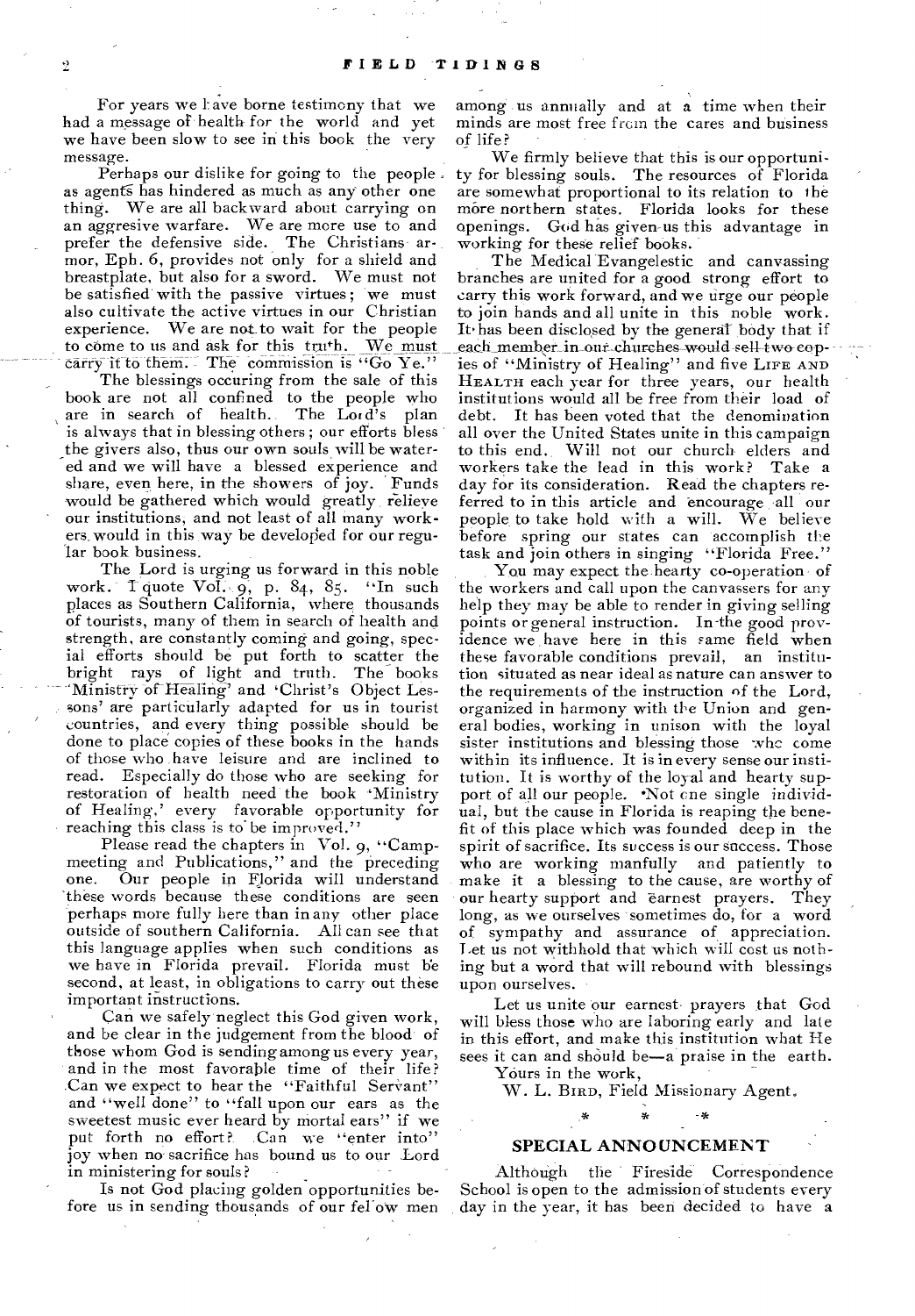For years we have borne testimony that we had a message of health for the world and yet we have been slow to see in this book the very message.

Perhaps our dislike for going to the people as agents has hindered as much as any other one thing. We are all backward about carrying on an aggresive warfare. We are more use to and prefer the defensive side. The Christians armor, Eph. 6, provides not only for a shield and breastplate, but also for a sword. We must not be satisfied with the passive virtues; we must also cultivate the active virtues in our Christian experience. We are not to wait for the people to come to us and ask for this truth. We must carry it to them. The commission is "Go Ye."

The blessings occuring from the sale of this book are not all confined to the people who are in search of health. The Lord's plan is always that in blessing others; our efforts bless the givers also, thus our own souls will be watered and we will have a blessed experience and share, even here, in the showers of joy. Funds would be gathered which would greatly relieve our institutions, and not least of all many workers would in this way be developed for our regular book business.

The Lord is urging us forward in this noble work. I quote Vol. 9, p. 84, 85. "In such places as Southern California, where thousands of tourists, many of them in search of health and strength, are constantly coming and going, special efforts should be put forth to scatter the bright rays of light and truth. The books 'Ministry of Healing' and 'Christ's Object Lessons' are particularly adapted for us in tourist countries, and every thing possible should be done to place copies of these books in the hands of those who have leisure and are inclined to read. Especially do those who are seeking for restoration of health need the book 'Ministry of Healing,' every favorable opportunity for reaching this class is to be improved."

Please read the chapters in Vol. 9, "Campmeeting and Publications," and the preceding one. Our people in Florida will understand these words because these conditions are seen perhaps more fully here than in any other place outside of southern California. All can see that this language applies when such conditions as we have in Florida prevail. Florida must be second, at least, in obligations to carry out these important instructions.

Can we safely neglect this God given work, and be clear in the judgement from the blood of those whom God is sending among us every year, and in the most favorable time of their life? Can we expect to hear the "Faithful Servant" and "well done" to "fall upon our ears as the sweetest music ever heard by mortal ears" if we put forth no effort? Can we "enter into" joy when no sacrifice has bound us to our Lord in ministering for souls?

Is not God placing golden opportunities before us in sending thousands of our fellow men among us annually and at a time when their minds are most free from the cares and business of life?

We firmly believe that this is our opportunity for blessing souls. The resources of Florida are somewhat proportional to its relation to the more northern states. Florida looks for these openings. God has given us this advantage in working for these relief books.

The Medical Evangelestic and canvassing branches are united for a good strong effort to carry this work forward, and we urge our people to join hands and all unite in this noble work. It has been disclosed by the general body that if each member in our churches would sell two copies of "Ministry of Healing" and five LIFE AND HEALTH each year for three years, our health institutions would all be free from their load of debt. It has been voted that the denomination all over the United States unite in this campaign to this end. Will not our church elders and workers take the lead in this work? Take a day for its consideration. Read the chapters referred to in this article and encourage all our people to take hold with a will. We believe before spring our states can accomplish the task and join others in singing "Florida Free."

You may expect the hearty co-operation of the workers and call upon the canvassers for any help they may be able to render in giving selling points or general instruction. In the good providence we have here in this same field when these favorable conditions prevail, an institution situated as near ideal as nature can answer to the requirements of the instruction of the Lord, organized in harmony with the Union and general bodies, working in unison with the loyal sister institutions and blessing those who come within its influence. It is in every sense our institution. It is worthy of the loyal and hearty support of all our people. Not one single individual, but the cause in Florida is reaping the benefit of this place which was founded deep in the spirit of sacrifice. Its success is our success. Those who are working manfully and patiently to make it a blessing to the cause, are worthy of our hearty support and earnest prayers. They long, as we ourselves sometimes do, for a word of sympathy and assurance of appreciation. Let us not withhold that which will cost us nothing but a word that will rebound with blessings upon ourselves.

Let us unite our earnest prayers that God will bless those who are laboring early and late in this effort, and make this institution what He sees it can and should be—a praise in the earth.

Yours in the work,

W. L. BIRD, Field Missionary Agent.

\* \* \*

## SPECIAL ANNOUNCEMENT

Although the Fireside Correspondence School is open to the admission of students every day in the year, it has been decided to have a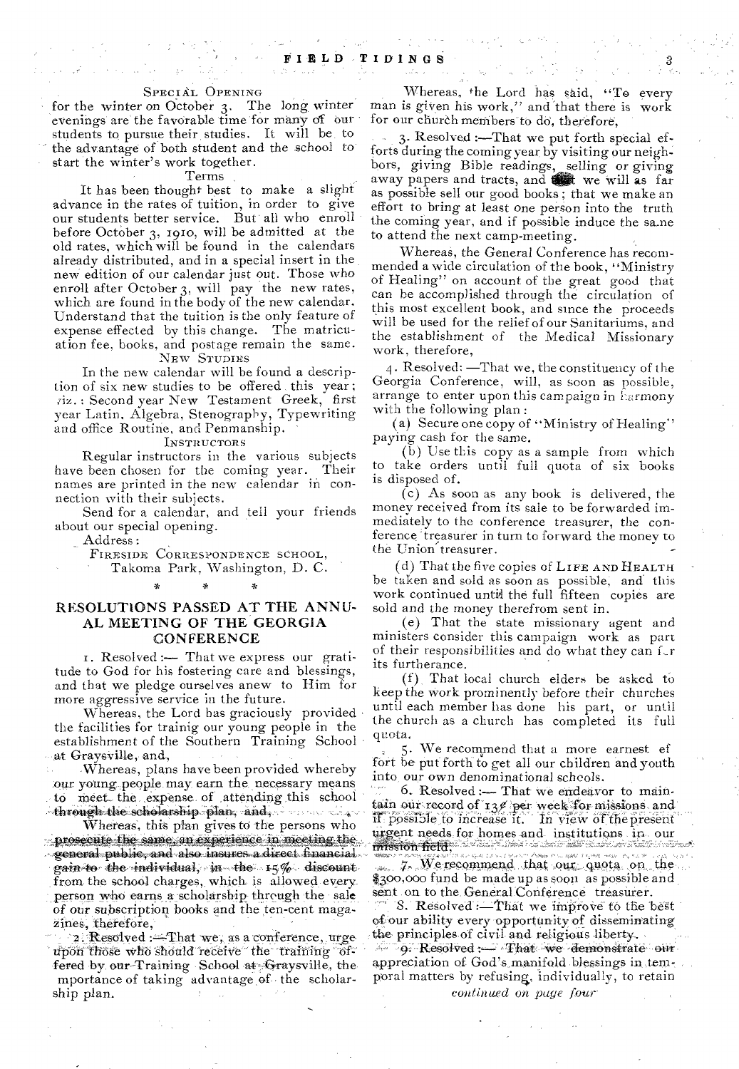SPECIAL OPENING

for the winter on October 3. The long winter evenings are the favorable time for many of our students to pursue their studies. It will be to the advantage of both student and the school to start the winter's work together.

Terms

It has been thought best to make a slight advance in the rates of tuition, in order to give our students better service. But all who enroll before October 3, 1910, will be admitted at the old rates, which will be found in the calendars already distributed, and in a special insert in the new edition of our calendar just out. Those who enroll after October 3, will pay the new rates, which are found in the body of the new calendar. Understand that the tuition is the only feature of expense effected by this change. The matriculation fee, books, and postage remain the same.

NEW STUDIES

In the new calendar will be found a description of six new studies to be offered this year; viz.: Second year New Testament Greek, first year Latin, Algebra, Stenography, Typewriting and office Routine, and Penmanship.

INSTRUCTORS

Regular instructors in the various subjects have been chosen for the coming year. Their names are printed in the new calendar in connection with their subjects.

Send for a calendar, and tell your friends about our special opening.

Address:

FIRESIDE CORRESPONDENCE SCHOOL,
Takoma Park, Washington, D. C.

\* \* \*

## RESOLUTIONS PASSED AT THE ANNUAL MEETING OF THE GEORGIA CONFERENCE

1. Resolved:— That we express our gratitude to God for his fostering care and blessings, and that we pledge ourselves anew to Him for more aggressive service in the future.

Whereas, the Lord has graciously provided the facilities for trainig our young people in the establishment of the Southern Training School at Graysville, and,

Whereas, plans have been provided whereby our young people may earn the necessary means to meet the expense of attending this school through the scholarship plan, and,

Whereas, this plan gives to the persons who prosecute the same, an experience in meeting the general public, and also insures a direct financial gain to the individual, in the 15% discount from the school charges, which is allowed every person who earns a scholarship through the sale of our subscription books and the ten-cent magazines, therefore,

2. Resolved:—That we, as a conference, urge upon those who should receive the training offered by our Training School at Graysville, the mportance of taking advantage of the scholarship plan.

Whereas, the Lord has said, "To every man is given his work," and that there is work for our church members to do, therefore,

3. Resolved:—That we put forth special efforts during the coming year by visiting our neighbors, giving Bible readings, selling or giving away papers and tracts, and that we will as far as possible sell our good books; that we make an effort to bring at least one person into the truth the coming year, and if possible induce the same to attend the next camp-meeting.

Whereas, the General Conference has recommended a wide circulation of the book, "Ministry of Healing" on account of the great good that can be accomplished through the circulation of this most excellent book, and since the proceeds will be used for the relief of our Sanitariums, and the establishment of the Medical Missionary work, therefore,

4. Resolved: —That we, the constituency of the Georgia Conference, will, as soon as possible, arrange to enter upon this campaign in harmony with the following plan:

(a) Secure one copy of "Ministry of Healing" paying cash for the same.

(b) Use this copy as a sample from which to take orders until full quota of six books is disposed of.

(c) As soon as any book is delivered, the money received from its sale to be forwarded immediately to the conference treasurer, the conference treasurer in turn to forward the money to the Union treasurer.

(d) That the five copies of LIFE AND HEALTH be taken and sold as soon as possible, and this work continued until the full fifteen copies are sold and the money therefrom sent in.

(e) That the state missionary agent and ministers consider this campaign work as part of their responsibilities and do what they can for its furtherance.

(f) That local church elders be asked to keep the work prominently before their churches until each member has done his part, or until the church as a church has completed its full quota.

5. We recommend that a more earnest effort be put forth to get all our children and youth into our own denominational schools.

6. Resolved:— That we endeavor to maintain our record of 13¢ per week for missions and if possible to increase it. In view of the present urgent needs for homes and institutions in our mission field.

7. We recommend that our quota on the $300,000 fund be made up as soon as possible and sent on to the General Conference treasurer.

8. Resolved:—That we improve to the best of our ability every opportunity of disseminating the principles of civil and religious liberty.

9. Resolved:— That we demonstrate our appreciation of God's manifold blessings in temporal matters by refusing, individually, to retain

*continued on page four*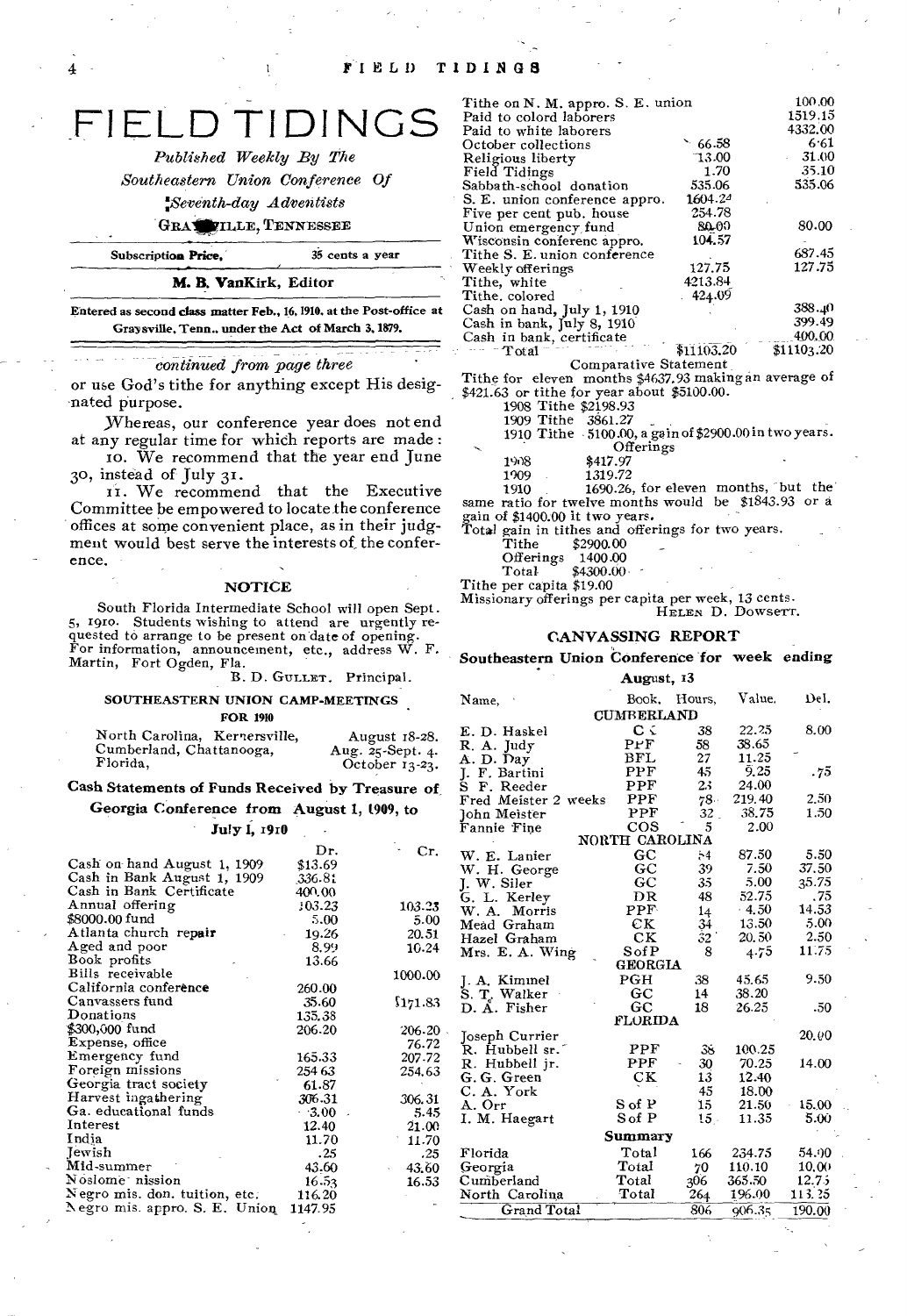# FIELD TIDINGS

*Published Weekly By The*

*Southeastern Union Conference Of*

*Seventh-day Adventists*

GRAYSVILLE, TENNESSEE

**Subscription Price,** 35 cents a year

**M. B. VanKirk, Editor**

**Entered as second class matter Feb., 16, 1910, at the Post-office at Graysville, Tenn., under the Act of March 3, 1879.**

*continued from page three*

or use God's tithe for anything except His designated purpose.

Whereas, our conference year does not end at any regular time for which reports are made:

10. We recommend that the year end June 30, instead of July 31.

11. We recommend that the Executive Committee be empowered to locate the conference offices at some convenient place, as in their judgment would best serve the interests of the conference.

## NOTICE

South Florida Intermediate School will open Sept. 5, 1910. Students wishing to attend are urgently requested to arrange to be present on date of opening. For information, announcement, etc., address W. F. Martin, Fort Ogden, Fla.

B. D. GULLET. Principal.

## SOUTHEASTERN UNION CAMP-MEETINGS FOR 1910

| | |
|---|---|
| North Carolina, Kernersville, | August 18-28. |
| Cumberland, Chattanooga, | Aug. 25-Sept. 4. |
| Florida, | October 13-23. |

## Cash Statements of Funds Received by Treasure of Georgia Conference from August 1, 1909, to July 1, 1910

| | Dr. | Cr. |
|---|---|---|
| Cash on hand August 1, 1909 | $13.69 | |
| Cash in Bank August 1, 1909 | 336.81 | |
| Cash in Bank Certificate | 400.00 | |
| Annual offering | 103.23 | 103.23 |
| $8000.00 fund | 5.00 | 5.00 |
| Atlanta church repair | 19.26 | 20.51 |
| Aged and poor | 8.99 | 10.24 |
| Book profits | 13.66 | |
| Bills receivable | | 1000.00 |
| California conference | 260.00 | |
| Canvassers fund | 35.60 | 171.83 |
| Donations | 135.38 | |
| $300,000 fund | 206.20 | 206.20 |
| Expense, office | | 76.72 |
| Emergency fund | 165.33 | 207.72 |
| Foreign missions | 254.63 | 254.63 |
| Georgia tract society | 61.87 | |
| Harvest ingathering | 306.31 | 306.31 |
| Ga. educational funds | 3.00 | 5.45 |
| Interest | 12.40 | 21.00 |
| India | 11.70 | 11.70 |
| Jewish | .25 | .25 |
| Mid-summer | 43.60 | 43.60 |
| Noslome nission | 16.53 | 16.53 |
| Negro mis. don. tuition, etc. | 116.20 | |
| Negro mis. appro. S. E. Union | 1147.95 | |
| Tithe on N. M. appro. S. E. union | | 100.00 |
| Paid to colord laborers | | 1519.15 |
| Paid to white laborers | | 4332.00 |
| October collections | 66.58 | 6.61 |
| Religious liberty | 13.00 | 31.00 |
| Field Tidings | 1.70 | 35.10 |
| Sabbath-school donation | 535.06 | 535.06 |
| S. E. union conference appro. | 1604.24 | |
| Five per cent pub. house | 254.78 | |
| Union emergency fund | 80.00 | 80.00 |
| Wisconsin conferenc appro. | 104.57 | |
| Tithe S. E. union conference | | 687.45 |
| Weekly offerings | 127.75 | 127.75 |
| Tithe, white | 4213.84 | |
| Tithe. colored | 424.09 | |
| Cash on hand, July 1, 1910 | | 388.40 |
| Cash in bank, July 8, 1910 | | 399.49 |
| Cash in bank, certificate | | 400.00 |
| Total | $11103.20 | $11103.20 |

Comparative Statement

Tithe for eleven months $4637.93 making an average of $421.63 or tithe for year about $5100.00.

1908 Tithe $2198.93
1909 Tithe 3861.27
1910 Tithe 5100.00, a gain of $2900.00 in two years.

Offerings

1908 $417.97
1909 1319.72
1910 1690.26, for eleven months, but the same ratio for twelve months would be $1843.93 or a gain of $1400.00 it two years.

Total gain in tithes and offerings for two years.

Tithe $2900.00
Offerings 1400.00
Total $4300.00

Tithe per capita $19.00

Missionary offerings per capita per week, 13 cents.

HELEN D. DOWSETT.

## CANVASSING REPORT

**Southeastern Union Conference for week ending August, 13**

| Name, | Book. | Hours, | Value. | Del. |
|---|---|---|---|---|
| **CUMBERLAND** | | | | |
| E. D. Haskel | C K | 38 | 22.25 | 8.00 |
| R. A. Judy | PPF | 58 | 38.65 | |
| A. D. Day | BFL | 27 | 11.25 | |
| J. F. Bartini | PPF | 45 | 9.25 | .75 |
| S F. Reeder | PPF | 23 | 24.00 | |
| Fred Meister 2 weeks | PPF | 78 | 219.40 | 2.50 |
| John Meister | PPF | 32 | 38.75 | 1.50 |
| Fannie Fine | COS | 5 | 2.00 | |
| **NORTH CAROLINA** | | | | |
| W. E. Lanier | GC | 54 | 87.50 | 5.50 |
| W. H. George | GC | 39 | 7.50 | 37.50 |
| J. W. Siler | GC | 35 | 5.00 | 35.75 |
| G. L. Kerley | DR | 48 | 52.75 | .75 |
| W. A. Morris | PPF | 14 | 4.50 | 14.53 |
| Mead Graham | CK | 34 | 13.50 | 5.00 |
| Hazel Graham | CK | 32 | 20.50 | 2.50 |
| Mrs. E. A. Wing | S of P | 8 | 4.75 | 11.75 |
| **GEORGIA** | | | | |
| J. A. Kimmel | PGH | 38 | 45.65 | 9.50 |
| S. T. Walker | GC | 14 | 38.20 | |
| D. A. Fisher | GC | 18 | 26.25 | .50 |
| **FLORIDA** | | | | |
| Joseph Currier | | | | 20.00 |
| R. Hubbell sr. | PPF | 38 | 100.25 | |
| R. Hubbell jr. | PPF | 30 | 70.25 | 14.00 |
| G. G. Green | CK | 13 | 12.40 | |
| C. A. York | | 45 | 18.00 | |
| A. Orr | S of P | 15 | 21.50 | 15.00 |
| I. M. Haegart | S of P | 15 | 11.35 | 5.00 |
| **Summary** | | | | |
| Florida | Total | 166 | 234.75 | 54.00 |
| Georgia | Total | 70 | 110.10 | 10.00 |
| Cumberland | Total | 306 | 365.50 | 12.75 |
| North Carolina | Total | 264 | 196.00 | 113.25 |
| Grand Total | | 806 | 906.35 | 190.00 |